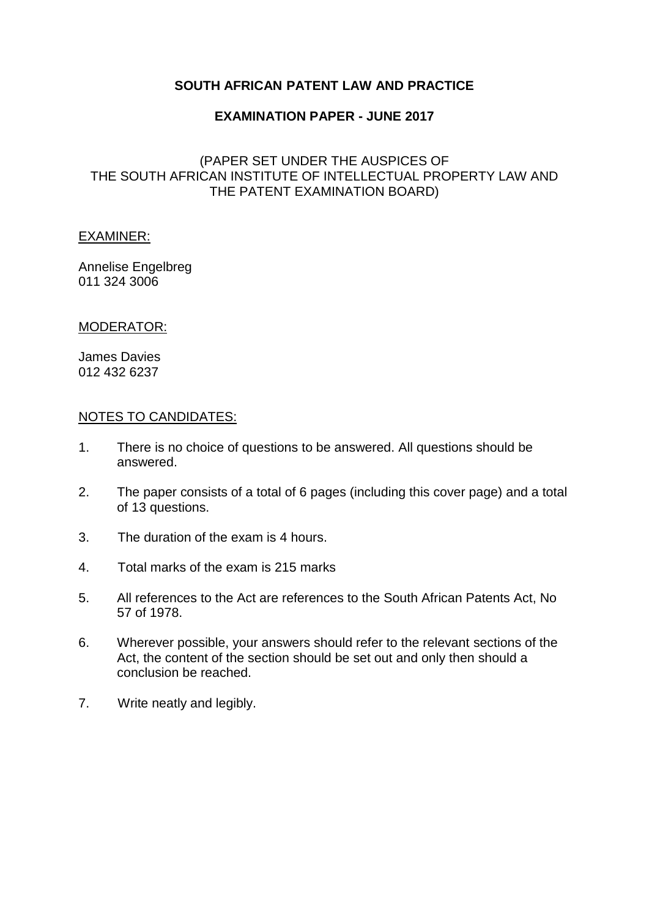**SOUTH AFRICAN PATENT LAW AND PRACTICE**

**EXAMINATION PAPER - JUNE 2017**

(PAPER SET UNDER THE AUSPICES OF
THE SOUTH AFRICAN INSTITUTE OF INTELLECTUAL PROPERTY LAW AND
THE PATENT EXAMINATION BOARD)

<u>EXAMINER:</u>

Annelise Engelbreg
011 324 3006

<u>MODERATOR:</u>

James Davies
012 432 6237

<u>NOTES TO CANDIDATES:</u>

1. There is no choice of questions to be answered. All questions should be answered.
2. The paper consists of a total of 6 pages (including this cover page) and a total of 13 questions.
3. The duration of the exam is 4 hours.
4. Total marks of the exam is 215 marks
5. All references to the Act are references to the South African Patents Act, No 57 of 1978.
6. Wherever possible, your answers should refer to the relevant sections of the Act, the content of the section should be set out and only then should a conclusion be reached.
7. Write neatly and legibly.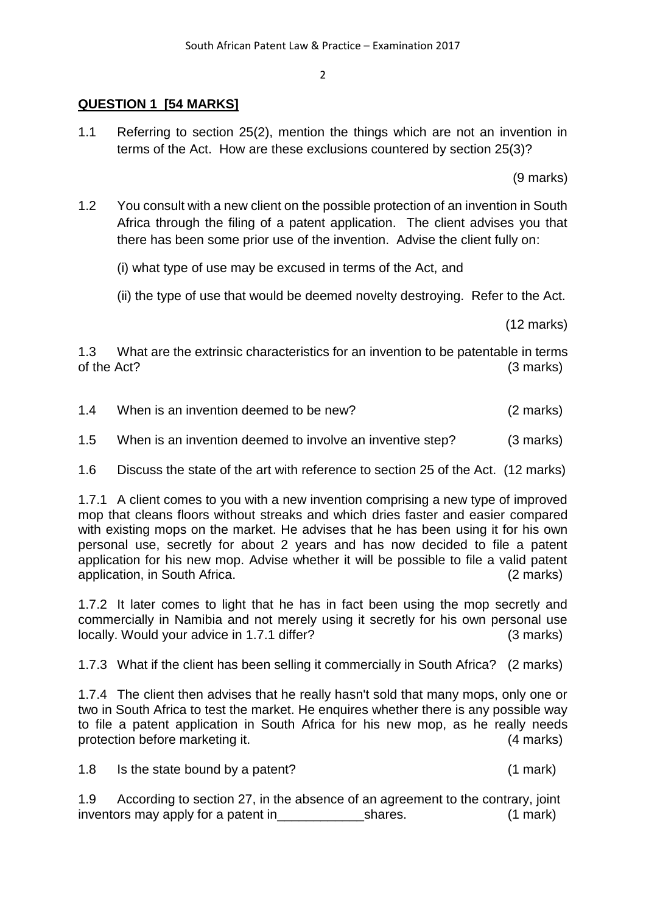## QUESTION 1 [54 MARKS]

1.1 Referring to section 25(2), mention the things which are not an invention in terms of the Act. How are these exclusions countered by section 25(3)?

(9 marks)

1.2 You consult with a new client on the possible protection of an invention in South Africa through the filing of a patent application. The client advises you that there has been some prior use of the invention. Advise the client fully on:

(i) what type of use may be excused in terms of the Act, and

(ii) the type of use that would be deemed novelty destroying. Refer to the Act.

(12 marks)

1.3 What are the extrinsic characteristics for an invention to be patentable in terms of the Act? (3 marks)

1.4 When is an invention deemed to be new? (2 marks)

1.5 When is an invention deemed to involve an inventive step? (3 marks)

1.6 Discuss the state of the art with reference to section 25 of the Act. (12 marks)

1.7.1 A client comes to you with a new invention comprising a new type of improved mop that cleans floors without streaks and which dries faster and easier compared with existing mops on the market. He advises that he has been using it for his own personal use, secretly for about 2 years and has now decided to file a patent application for his new mop. Advise whether it will be possible to file a valid patent application, in South Africa. (2 marks)

1.7.2 It later comes to light that he has in fact been using the mop secretly and commercially in Namibia and not merely using it secretly for his own personal use locally. Would your advice in 1.7.1 differ? (3 marks)

1.7.3 What if the client has been selling it commercially in South Africa? (2 marks)

1.7.4 The client then advises that he really hasn't sold that many mops, only one or two in South Africa to test the market. He enquires whether there is any possible way to file a patent application in South Africa for his new mop, as he really needs protection before marketing it. (4 marks)

1.8 Is the state bound by a patent? (1 mark)

1.9 According to section 27, in the absence of an agreement to the contrary, joint inventors may apply for a patent in____________shares. (1 mark)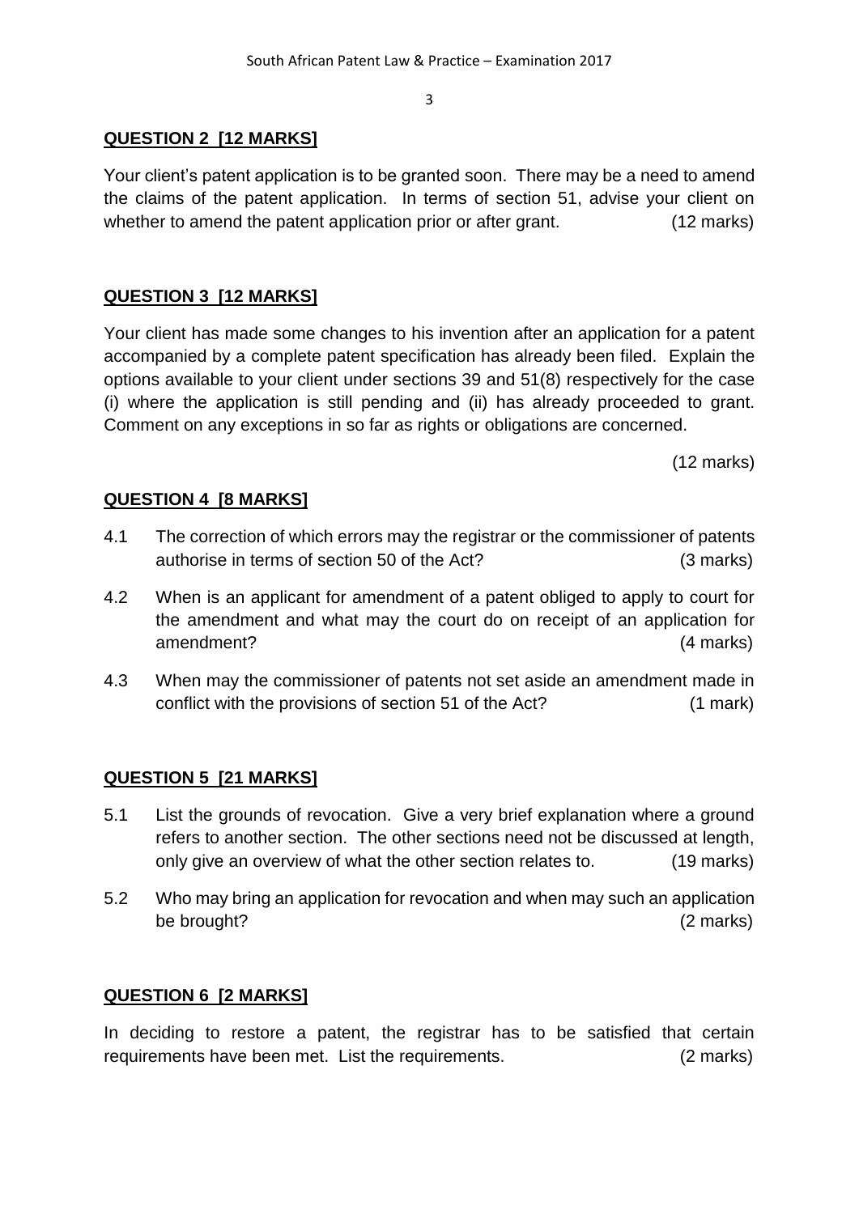## QUESTION 2 [12 MARKS]

Your client's patent application is to be granted soon. There may be a need to amend the claims of the patent application. In terms of section 51, advise your client on whether to amend the patent application prior or after grant. (12 marks)

## QUESTION 3 [12 MARKS]

Your client has made some changes to his invention after an application for a patent accompanied by a complete patent specification has already been filed. Explain the options available to your client under sections 39 and 51(8) respectively for the case (i) where the application is still pending and (ii) has already proceeded to grant. Comment on any exceptions in so far as rights or obligations are concerned.

(12 marks)

## QUESTION 4 [8 MARKS]

4.1 The correction of which errors may the registrar or the commissioner of patents authorise in terms of section 50 of the Act? (3 marks)

4.2 When is an applicant for amendment of a patent obliged to apply to court for the amendment and what may the court do on receipt of an application for amendment? (4 marks)

4.3 When may the commissioner of patents not set aside an amendment made in conflict with the provisions of section 51 of the Act? (1 mark)

## QUESTION 5 [21 MARKS]

5.1 List the grounds of revocation. Give a very brief explanation where a ground refers to another section. The other sections need not be discussed at length, only give an overview of what the other section relates to. (19 marks)

5.2 Who may bring an application for revocation and when may such an application be brought? (2 marks)

## QUESTION 6 [2 MARKS]

In deciding to restore a patent, the registrar has to be satisfied that certain requirements have been met. List the requirements. (2 marks)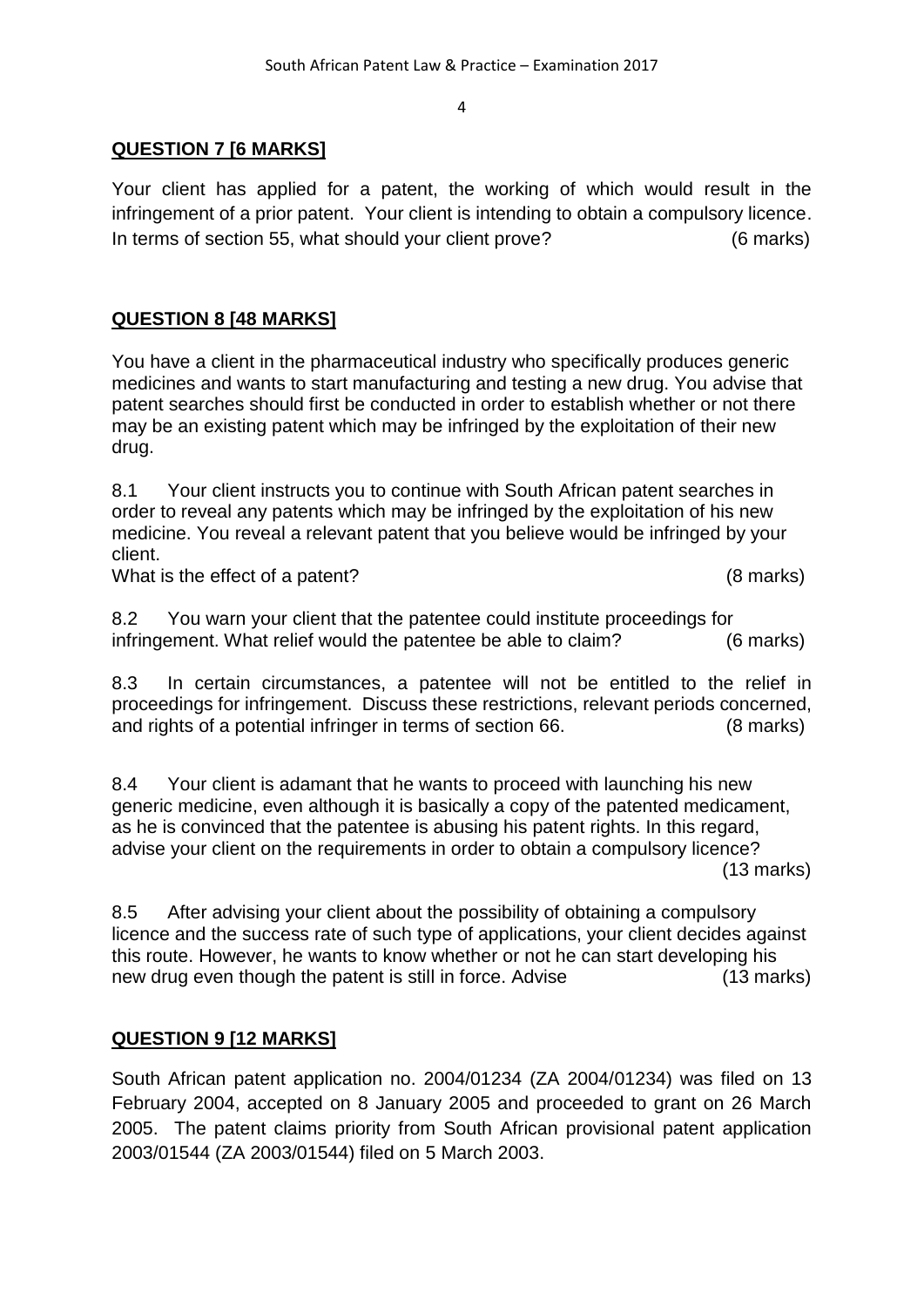## QUESTION 7 [6 MARKS]

Your client has applied for a patent, the working of which would result in the infringement of a prior patent. Your client is intending to obtain a compulsory licence. In terms of section 55, what should your client prove? (6 marks)

## QUESTION 8 [48 MARKS]

You have a client in the pharmaceutical industry who specifically produces generic medicines and wants to start manufacturing and testing a new drug. You advise that patent searches should first be conducted in order to establish whether or not there may be an existing patent which may be infringed by the exploitation of their new drug.

8.1 Your client instructs you to continue with South African patent searches in order to reveal any patents which may be infringed by the exploitation of his new medicine. You reveal a relevant patent that you believe would be infringed by your client.
What is the effect of a patent? (8 marks)

8.2 You warn your client that the patentee could institute proceedings for infringement. What relief would the patentee be able to claim? (6 marks)

8.3 In certain circumstances, a patentee will not be entitled to the relief in proceedings for infringement. Discuss these restrictions, relevant periods concerned, and rights of a potential infringer in terms of section 66. (8 marks)

8.4 Your client is adamant that he wants to proceed with launching his new generic medicine, even although it is basically a copy of the patented medicament, as he is convinced that the patentee is abusing his patent rights. In this regard, advise your client on the requirements in order to obtain a compulsory licence? (13 marks)

8.5 After advising your client about the possibility of obtaining a compulsory licence and the success rate of such type of applications, your client decides against this route. However, he wants to know whether or not he can start developing his new drug even though the patent is still in force. Advise (13 marks)

## QUESTION 9 [12 MARKS]

South African patent application no. 2004/01234 (ZA 2004/01234) was filed on 13 February 2004, accepted on 8 January 2005 and proceeded to grant on 26 March 2005. The patent claims priority from South African provisional patent application 2003/01544 (ZA 2003/01544) filed on 5 March 2003.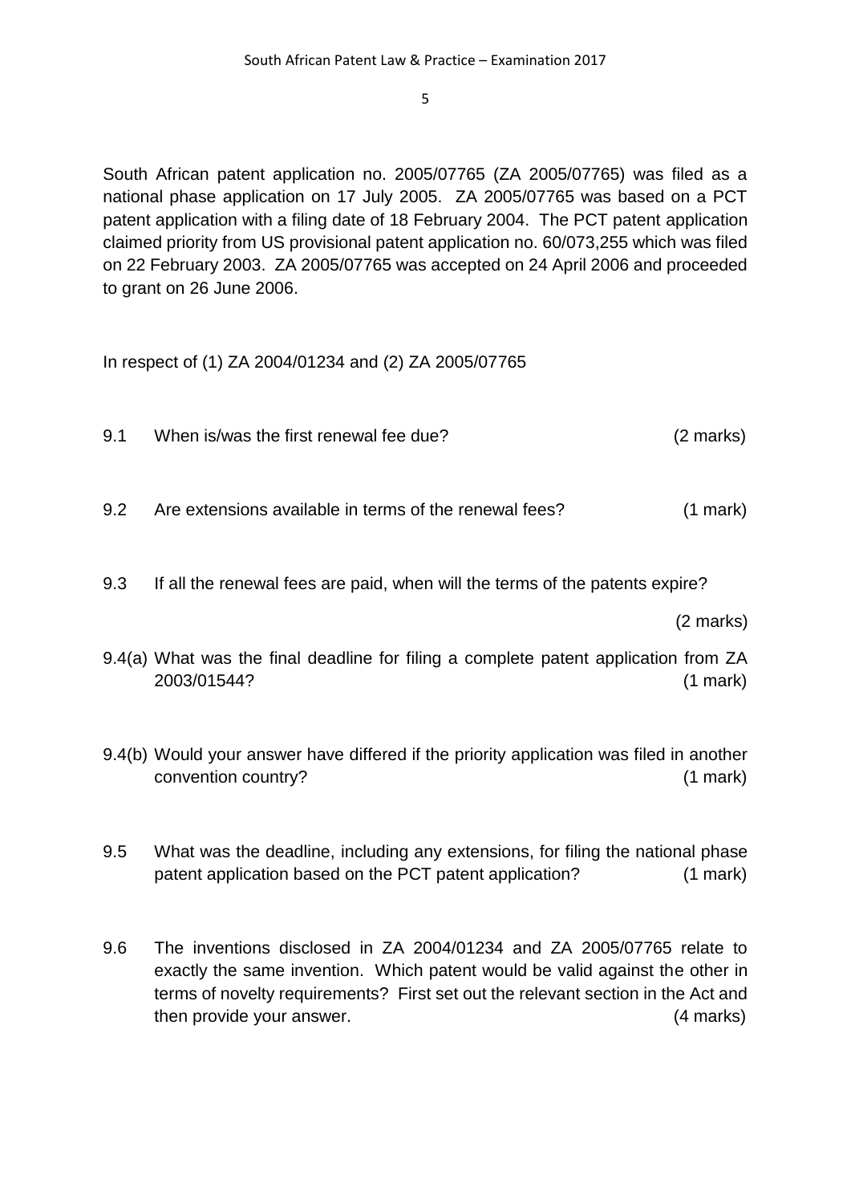South African patent application no. 2005/07765 (ZA 2005/07765) was filed as a national phase application on 17 July 2005. ZA 2005/07765 was based on a PCT patent application with a filing date of 18 February 2004. The PCT patent application claimed priority from US provisional patent application no. 60/073,255 which was filed on 22 February 2003. ZA 2005/07765 was accepted on 24 April 2006 and proceeded to grant on 26 June 2006.

In respect of (1) ZA 2004/01234 and (2) ZA 2005/07765

9.1 When is/was the first renewal fee due? (2 marks)

9.2 Are extensions available in terms of the renewal fees? (1 mark)

9.3 If all the renewal fees are paid, when will the terms of the patents expire?

(2 marks)

9.4(a) What was the final deadline for filing a complete patent application from ZA 2003/01544? (1 mark)

9.4(b) Would your answer have differed if the priority application was filed in another convention country? (1 mark)

9.5 What was the deadline, including any extensions, for filing the national phase patent application based on the PCT patent application? (1 mark)

9.6 The inventions disclosed in ZA 2004/01234 and ZA 2005/07765 relate to exactly the same invention. Which patent would be valid against the other in terms of novelty requirements? First set out the relevant section in the Act and then provide your answer. (4 marks)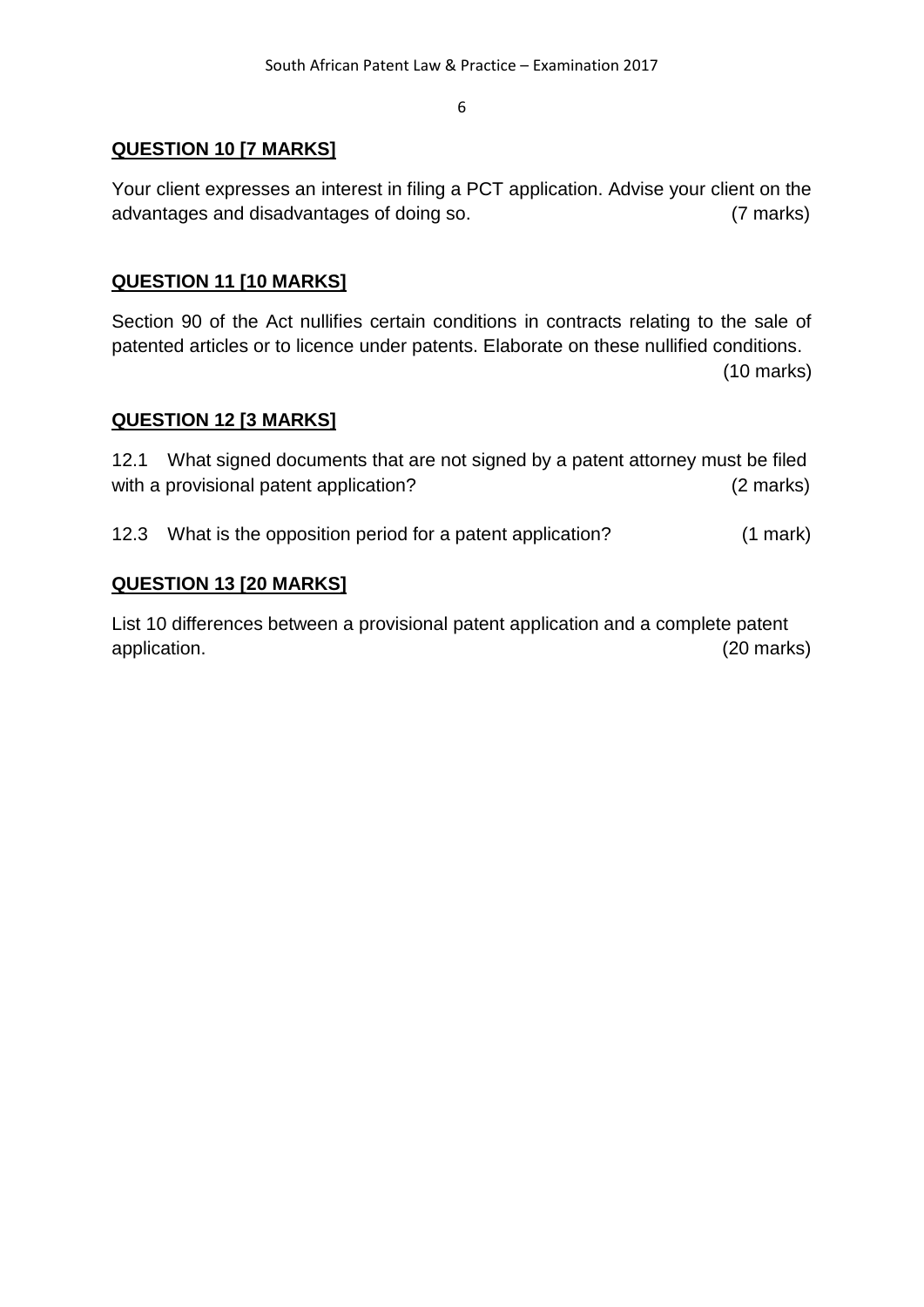**QUESTION 10 [7 MARKS]**

Your client expresses an interest in filing a PCT application. Advise your client on the advantages and disadvantages of doing so. (7 marks)

**QUESTION 11 [10 MARKS]**

Section 90 of the Act nullifies certain conditions in contracts relating to the sale of patented articles or to licence under patents. Elaborate on these nullified conditions. (10 marks)

**QUESTION 12 [3 MARKS]**

12.1 What signed documents that are not signed by a patent attorney must be filed with a provisional patent application? (2 marks)

12.3 What is the opposition period for a patent application? (1 mark)

**QUESTION 13 [20 MARKS]**

List 10 differences between a provisional patent application and a complete patent application. (20 marks)